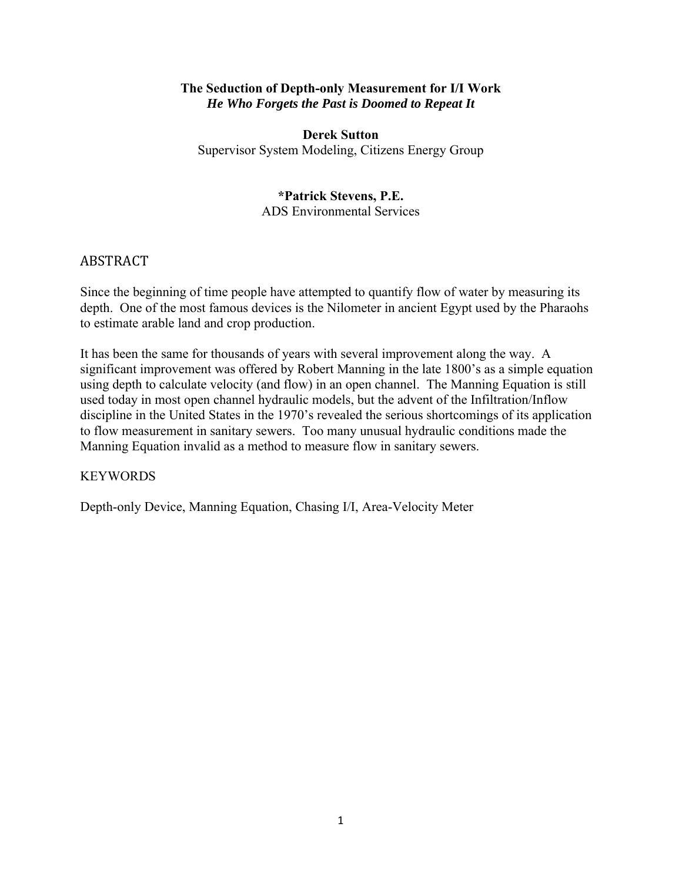**The Seduction of Depth-only Measurement for I/I Work**
***He Who Forgets the Past is Doomed to Repeat It***

**Derek Sutton**
Supervisor System Modeling, Citizens Energy Group

***Patrick Stevens, P.E.**
ADS Environmental Services

## ABSTRACT

Since the beginning of time people have attempted to quantify flow of water by measuring its depth. One of the most famous devices is the Nilometer in ancient Egypt used by the Pharaohs to estimate arable land and crop production.

It has been the same for thousands of years with several improvement along the way. A significant improvement was offered by Robert Manning in the late 1800's as a simple equation using depth to calculate velocity (and flow) in an open channel. The Manning Equation is still used today in most open channel hydraulic models, but the advent of the Infiltration/Inflow discipline in the United States in the 1970's revealed the serious shortcomings of its application to flow measurement in sanitary sewers. Too many unusual hydraulic conditions made the Manning Equation invalid as a method to measure flow in sanitary sewers.

KEYWORDS

Depth-only Device, Manning Equation, Chasing I/I, Area-Velocity Meter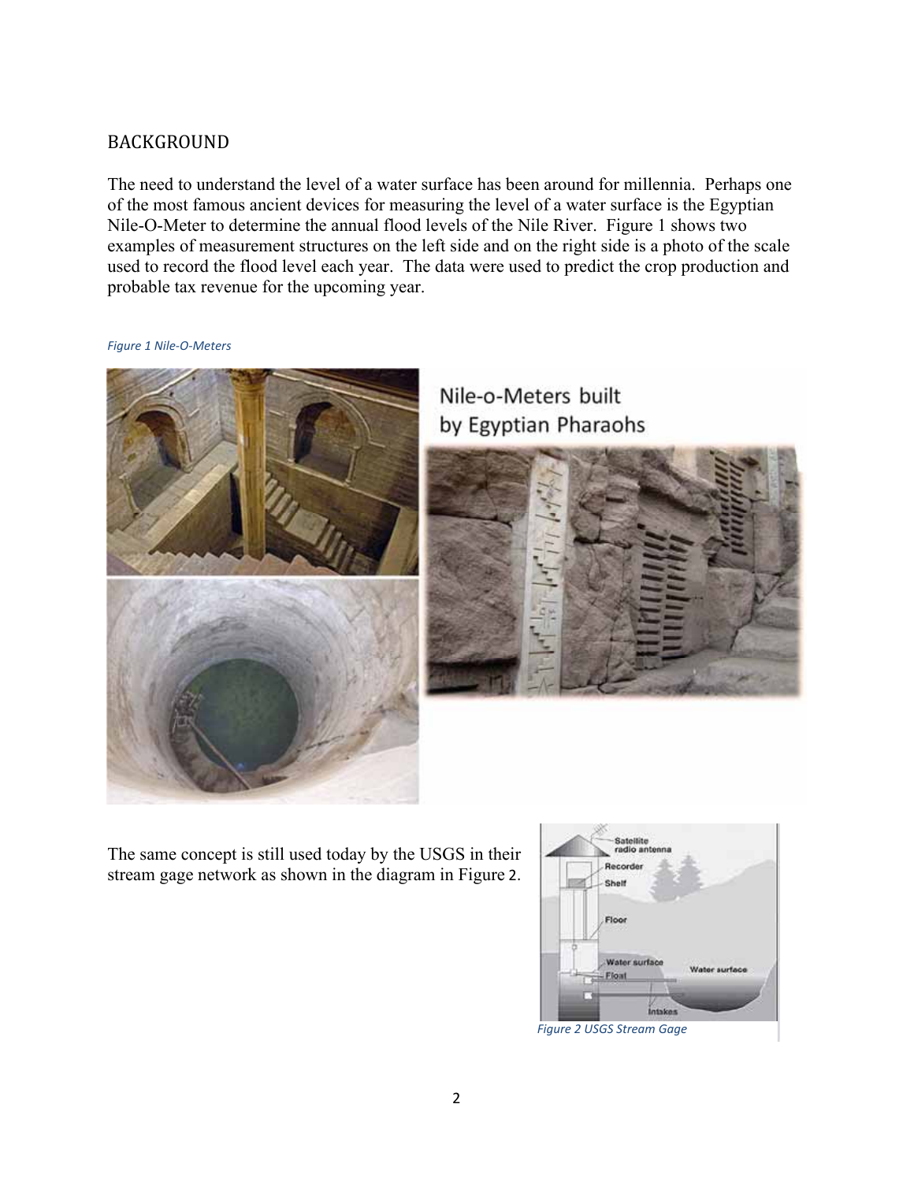## BACKGROUND

The need to understand the level of a water surface has been around for millennia. Perhaps one of the most famous ancient devices for measuring the level of a water surface is the Egyptian Nile-O-Meter to determine the annual flood levels of the Nile River. Figure 1 shows two examples of measurement structures on the left side and on the right side is a photo of the scale used to record the flood level each year. The data were used to predict the crop production and probable tax revenue for the upcoming year.

*Figure 1 Nile-O-Meters*

The same concept is still used today by the USGS in their stream gage network as shown in the diagram in Figure 2.

*Figure 2 USGS Stream Gage*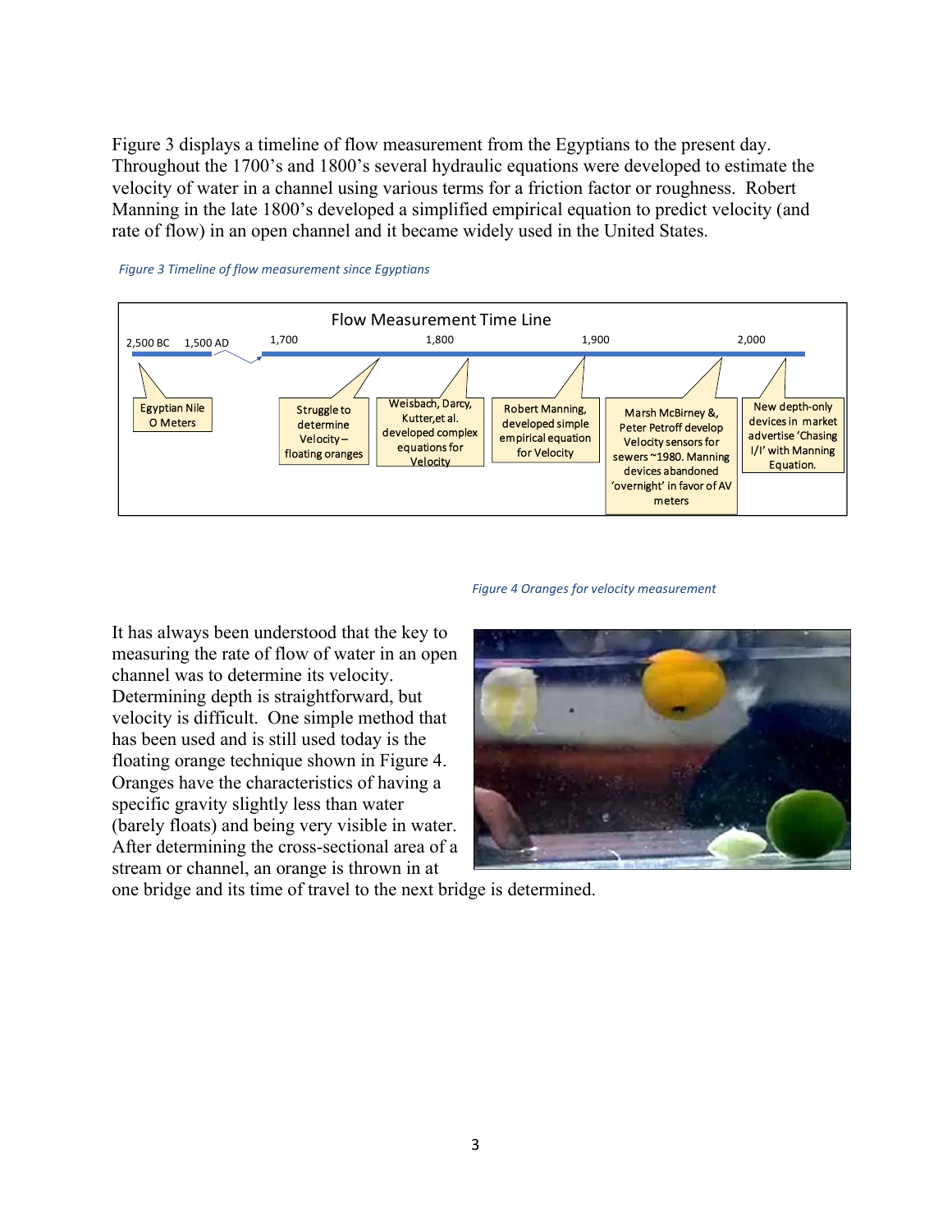Figure 3 displays a timeline of flow measurement from the Egyptians to the present day. Throughout the 1700's and 1800's several hydraulic equations were developed to estimate the velocity of water in a channel using various terms for a friction factor or roughness. Robert Manning in the late 1800's developed a simplified empirical equation to predict velocity (and rate of flow) in an open channel and it became widely used in the United States.

*Figure 3 Timeline of flow measurement since Egyptians*

Flow Measurement Time Line

2,500 BC 1,500 AD — 1,700 — 1,800 — 1,900 — 2,000

- Egyptian Nile O Meters
- Struggle to determine Velocity – floating oranges
- Weisbach, Darcy, Kutter, et al. developed complex equations for Velocity
- Robert Manning, developed simple empirical equation for Velocity
- Marsh McBirney &, Peter Petroff develop Velocity sensors for sewers ~1980. Manning devices abandoned 'overnight' in favor of AV meters
- New depth-only devices in market advertise 'Chasing I/I' with Manning Equation.

*Figure 4 Oranges for velocity measurement*

It has always been understood that the key to measuring the rate of flow of water in an open channel was to determine its velocity. Determining depth is straightforward, but velocity is difficult. One simple method that has been used and is still used today is the floating orange technique shown in Figure 4. Oranges have the characteristics of having a specific gravity slightly less than water (barely floats) and being very visible in water. After determining the cross-sectional area of a stream or channel, an orange is thrown in at one bridge and its time of travel to the next bridge is determined.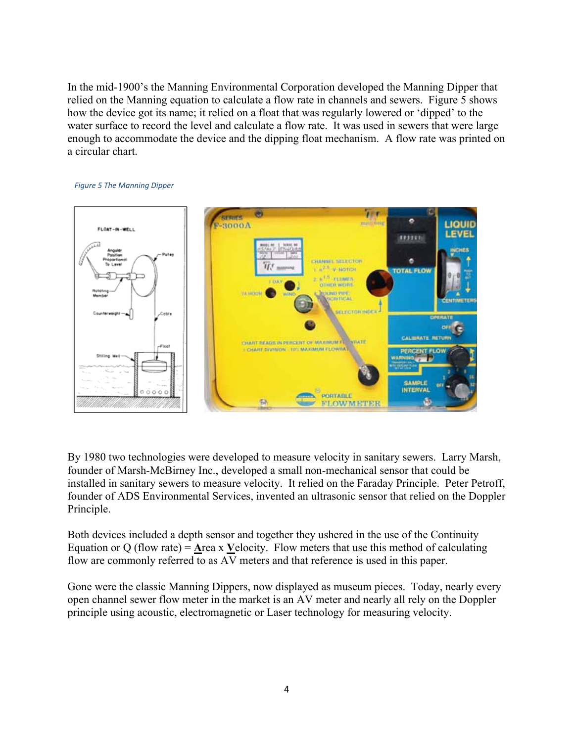In the mid-1900's the Manning Environmental Corporation developed the Manning Dipper that relied on the Manning equation to calculate a flow rate in channels and sewers. Figure 5 shows how the device got its name; it relied on a float that was regularly lowered or 'dipped' to the water surface to record the level and calculate a flow rate. It was used in sewers that were large enough to accommodate the device and the dipping float mechanism. A flow rate was printed on a circular chart.

*Figure 5 The Manning Dipper*

By 1980 two technologies were developed to measure velocity in sanitary sewers. Larry Marsh, founder of Marsh-McBirney Inc., developed a small non-mechanical sensor that could be installed in sanitary sewers to measure velocity. It relied on the Faraday Principle. Peter Petroff, founder of ADS Environmental Services, invented an ultrasonic sensor that relied on the Doppler Principle.

Both devices included a depth sensor and together they ushered in the use of the Continuity Equation or Q (flow rate) = **A**rea x **V**elocity. Flow meters that use this method of calculating flow are commonly referred to as AV meters and that reference is used in this paper.

Gone were the classic Manning Dippers, now displayed as museum pieces. Today, nearly every open channel sewer flow meter in the market is an AV meter and nearly all rely on the Doppler principle using acoustic, electromagnetic or Laser technology for measuring velocity.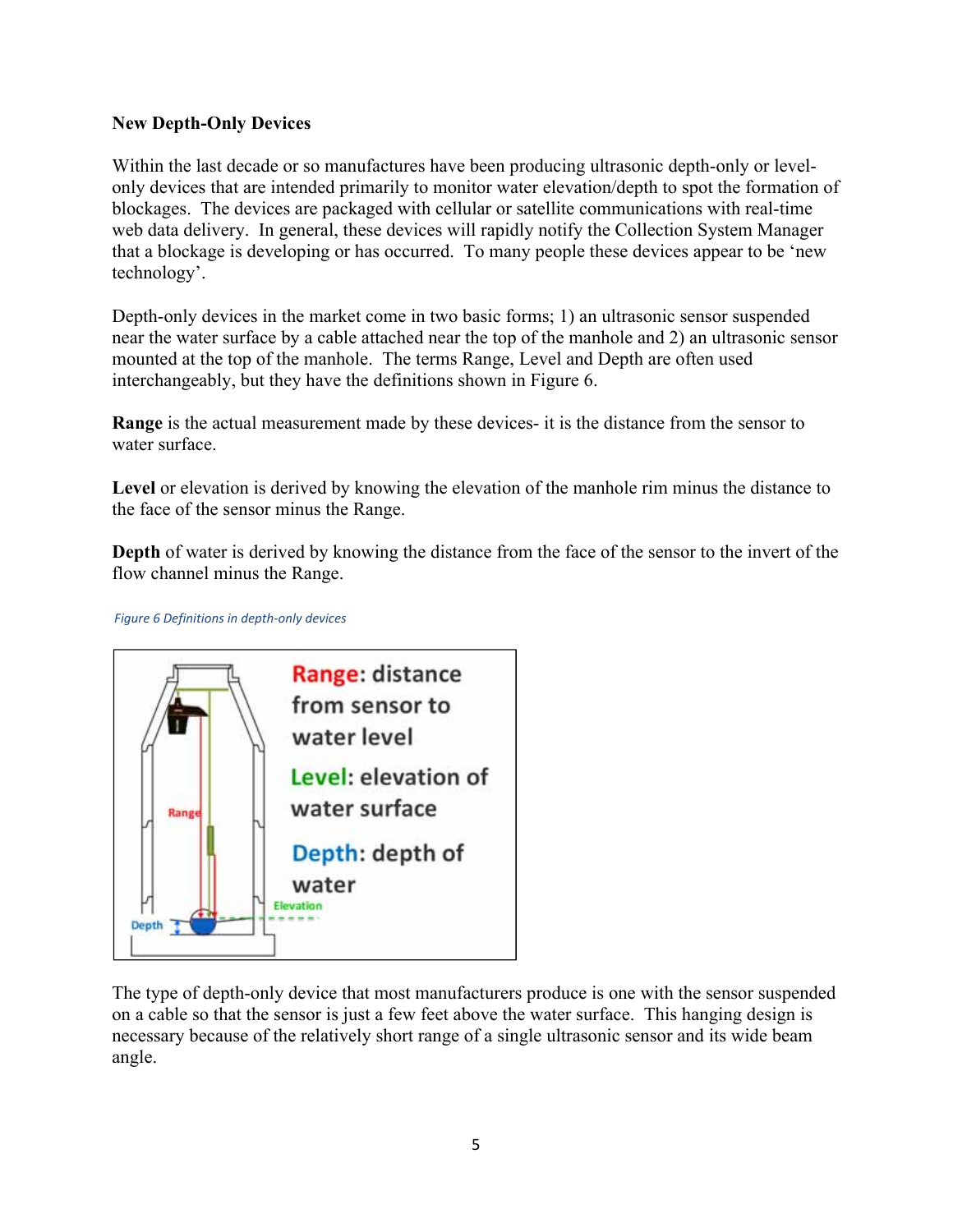**New Depth-Only Devices**

Within the last decade or so manufactures have been producing ultrasonic depth-only or level-only devices that are intended primarily to monitor water elevation/depth to spot the formation of blockages. The devices are packaged with cellular or satellite communications with real-time web data delivery. In general, these devices will rapidly notify the Collection System Manager that a blockage is developing or has occurred. To many people these devices appear to be 'new technology'.

Depth-only devices in the market come in two basic forms; 1) an ultrasonic sensor suspended near the water surface by a cable attached near the top of the manhole and 2) an ultrasonic sensor mounted at the top of the manhole. The terms Range, Level and Depth are often used interchangeably, but they have the definitions shown in Figure 6.

**Range** is the actual measurement made by these devices- it is the distance from the sensor to water surface.

**Level** or elevation is derived by knowing the elevation of the manhole rim minus the distance to the face of the sensor minus the Range.

**Depth** of water is derived by knowing the distance from the face of the sensor to the invert of the flow channel minus the Range.

*Figure 6 Definitions in depth-only devices*

Range: distance from sensor to water level

Level: elevation of water surface

Depth: depth of water

The type of depth-only device that most manufacturers produce is one with the sensor suspended on a cable so that the sensor is just a few feet above the water surface. This hanging design is necessary because of the relatively short range of a single ultrasonic sensor and its wide beam angle.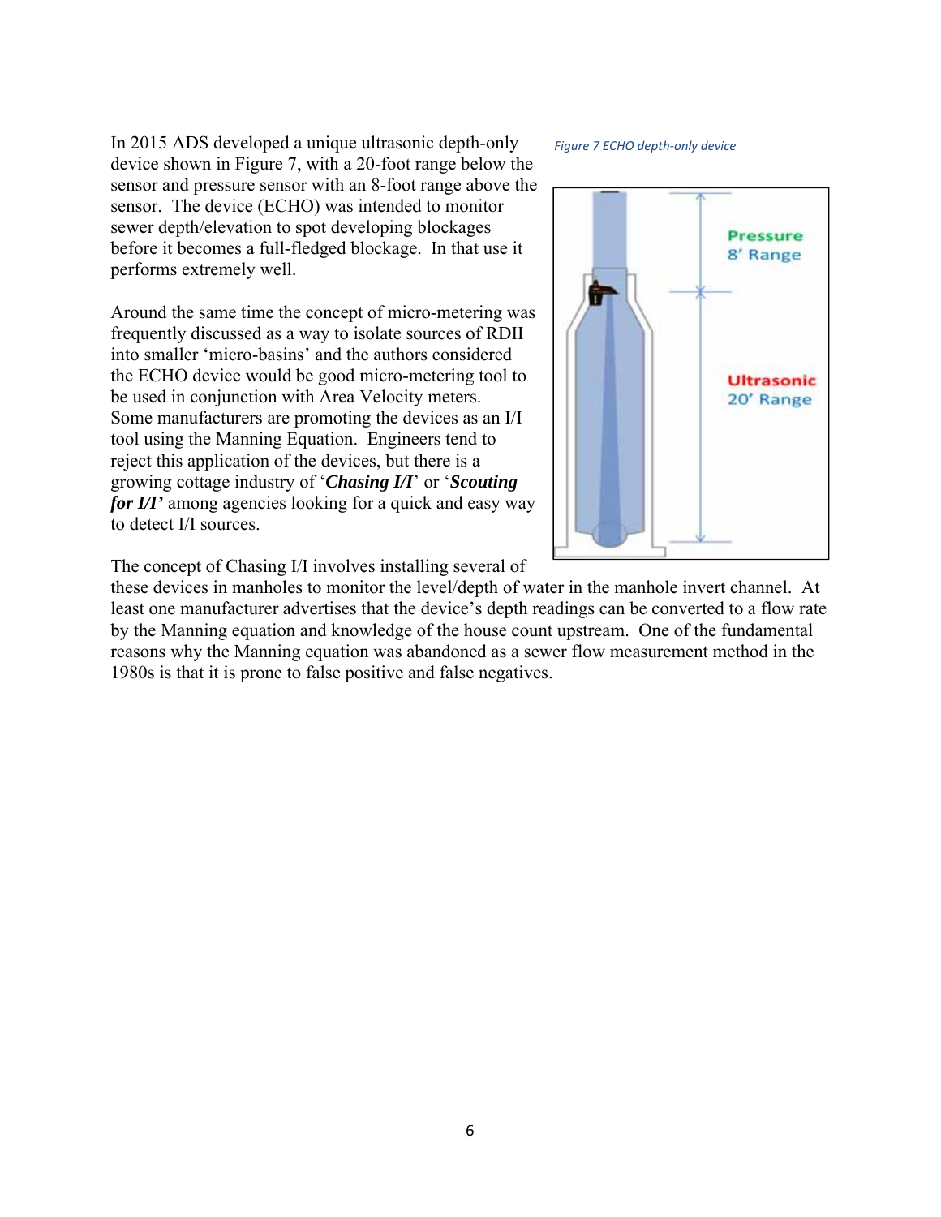In 2015 ADS developed a unique ultrasonic depth-only device shown in Figure 7, with a 20-foot range below the sensor and pressure sensor with an 8-foot range above the sensor. The device (ECHO) was intended to monitor sewer depth/elevation to spot developing blockages before it becomes a full-fledged blockage. In that use it performs extremely well.

*Figure 7 ECHO depth-only device*

Around the same time the concept of micro-metering was frequently discussed as a way to isolate sources of RDII into smaller 'micro-basins' and the authors considered the ECHO device would be good micro-metering tool to be used in conjunction with Area Velocity meters. Some manufacturers are promoting the devices as an I/I tool using the Manning Equation. Engineers tend to reject this application of the devices, but there is a growing cottage industry of '***Chasing I/I***' or '***Scouting for I/I'*** among agencies looking for a quick and easy way to detect I/I sources.

The concept of Chasing I/I involves installing several of these devices in manholes to monitor the level/depth of water in the manhole invert channel. At least one manufacturer advertises that the device's depth readings can be converted to a flow rate by the Manning equation and knowledge of the house count upstream. One of the fundamental reasons why the Manning equation was abandoned as a sewer flow measurement method in the 1980s is that it is prone to false positive and false negatives.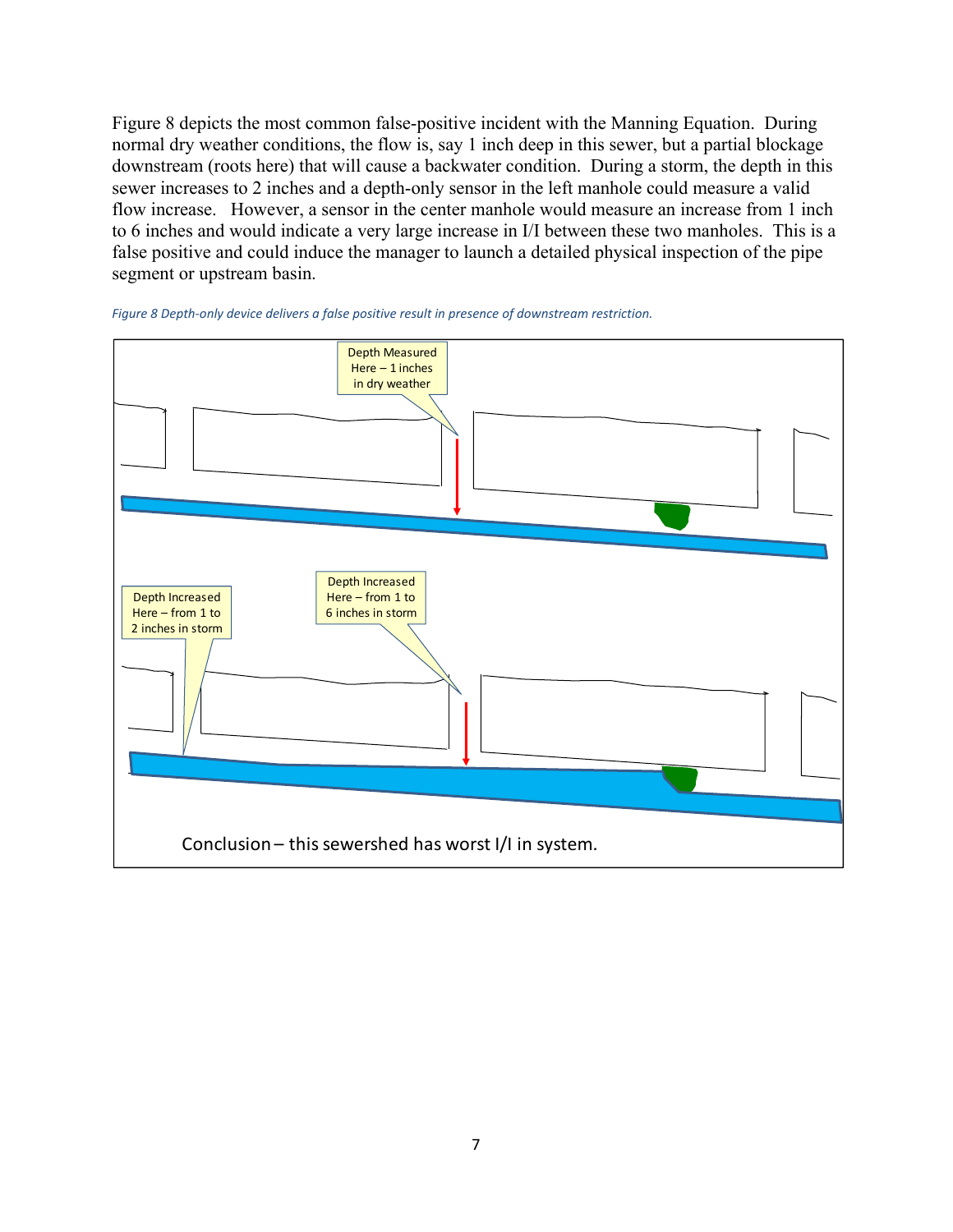Figure 8 depicts the most common false-positive incident with the Manning Equation. During normal dry weather conditions, the flow is, say 1 inch deep in this sewer, but a partial blockage downstream (roots here) that will cause a backwater condition. During a storm, the depth in this sewer increases to 2 inches and a depth-only sensor in the left manhole could measure a valid flow increase. However, a sensor in the center manhole would measure an increase from 1 inch to 6 inches and would indicate a very large increase in I/I between these two manholes. This is a false positive and could induce the manager to launch a detailed physical inspection of the pipe segment or upstream basin.

*Figure 8 Depth-only device delivers a false positive result in presence of downstream restriction.*

Depth Measured Here – 1 inches in dry weather

Depth Increased Here – from 1 to 2 inches in storm

Depth Increased Here – from 1 to 6 inches in storm

Conclusion – this sewershed has worst I/I in system.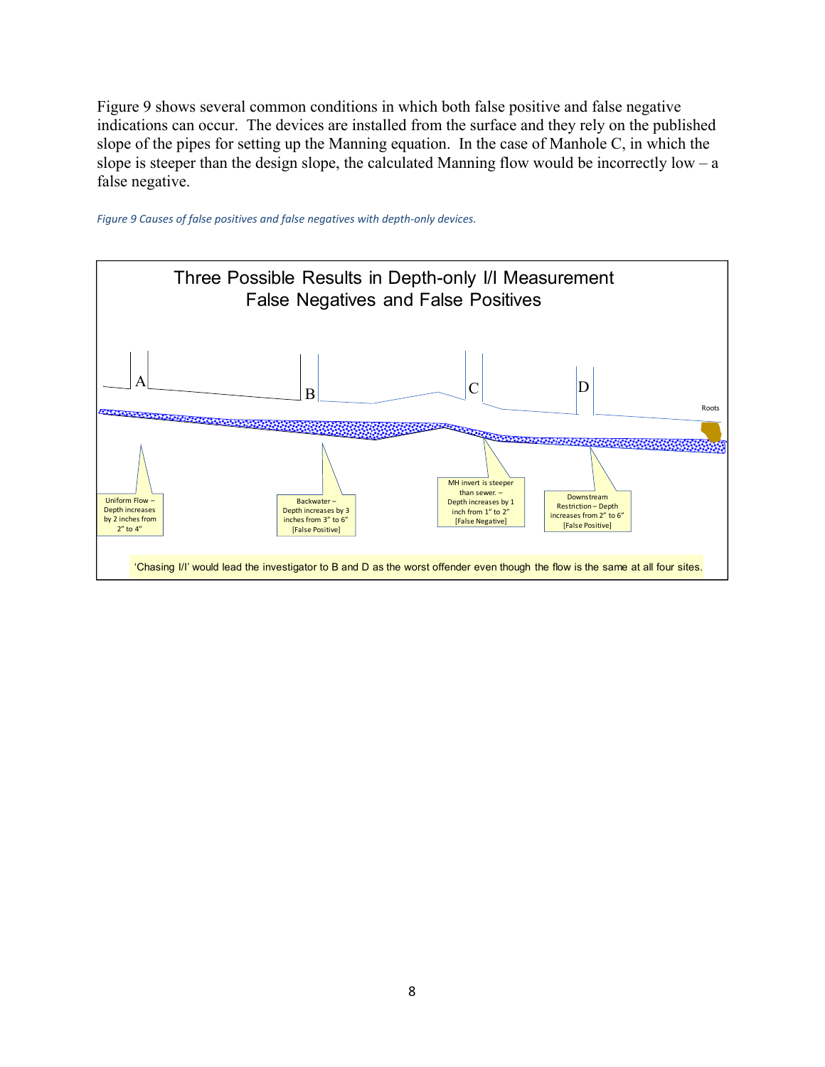Figure 9 shows several common conditions in which both false positive and false negative indications can occur. The devices are installed from the surface and they rely on the published slope of the pipes for setting up the Manning equation. In the case of Manhole C, in which the slope is steeper than the design slope, the calculated Manning flow would be incorrectly low – a false negative.

*Figure 9 Causes of false positives and false negatives with depth-only devices.*

Three Possible Results in Depth-only I/I Measurement
False Negatives and False Positives

A

B

C

D

Roots

Uniform Flow – Depth increases by 2 inches from 2" to 4"

Backwater – Depth increases by 3 inches from 3" to 6" [False Positive]

MH invert is steeper than sewer. – Depth increases by 1 inch from 1" to 2" [False Negative]

Downstream Restriction – Depth increases from 2" to 6" [False Positive]

'Chasing I/I' would lead the investigator to B and D as the worst offender even though the flow is the same at all four sites.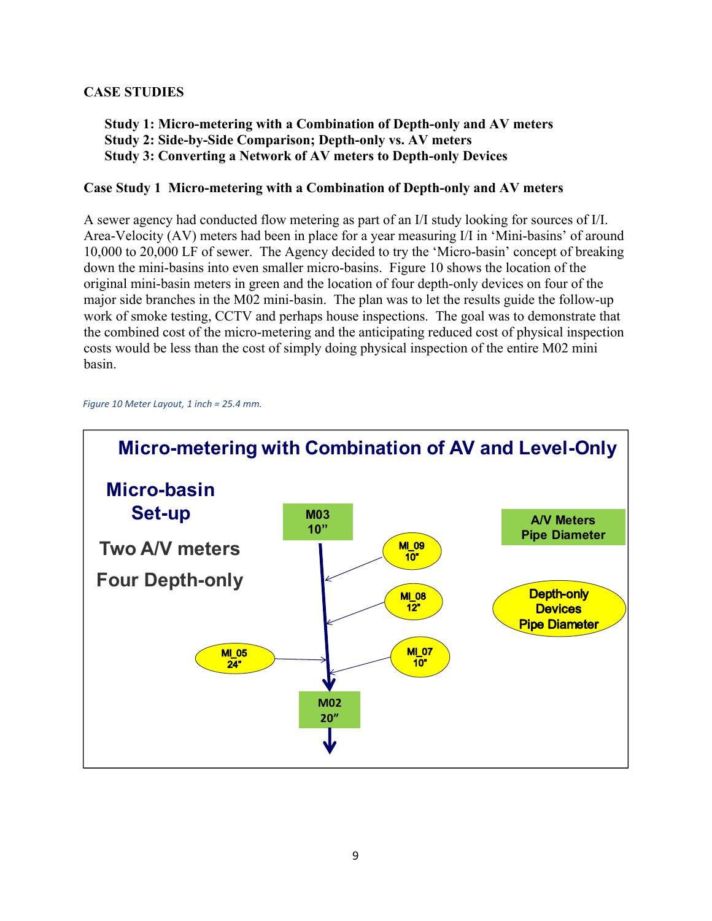**CASE STUDIES**

**Study 1: Micro-metering with a Combination of Depth-only and AV meters**
**Study 2: Side-by-Side Comparison; Depth-only vs. AV meters**
**Study 3: Converting a Network of AV meters to Depth-only Devices**

**Case Study 1 Micro-metering with a Combination of Depth-only and AV meters**

A sewer agency had conducted flow metering as part of an I/I study looking for sources of I/I. Area-Velocity (AV) meters had been in place for a year measuring I/I in 'Mini-basins' of around 10,000 to 20,000 LF of sewer. The Agency decided to try the 'Micro-basin' concept of breaking down the mini-basins into even smaller micro-basins. Figure 10 shows the location of the original mini-basin meters in green and the location of four depth-only devices on four of the major side branches in the M02 mini-basin. The plan was to let the results guide the follow-up work of smoke testing, CCTV and perhaps house inspections. The goal was to demonstrate that the combined cost of the micro-metering and the anticipating reduced cost of physical inspection costs would be less than the cost of simply doing physical inspection of the entire M02 mini basin.

*Figure 10 Meter Layout, 1 inch = 25.4 mm.*

**Micro-metering with Combination of AV and Level-Only**

**Micro-basin Set-up**

**Two A/V meters**

**Four Depth-only**

M03 10”

MI_09 10”

MI_08 12”

MI_05 24”

MI_07 10”

M02 20”

A/V Meters Pipe Diameter

Depth-only Devices Pipe Diameter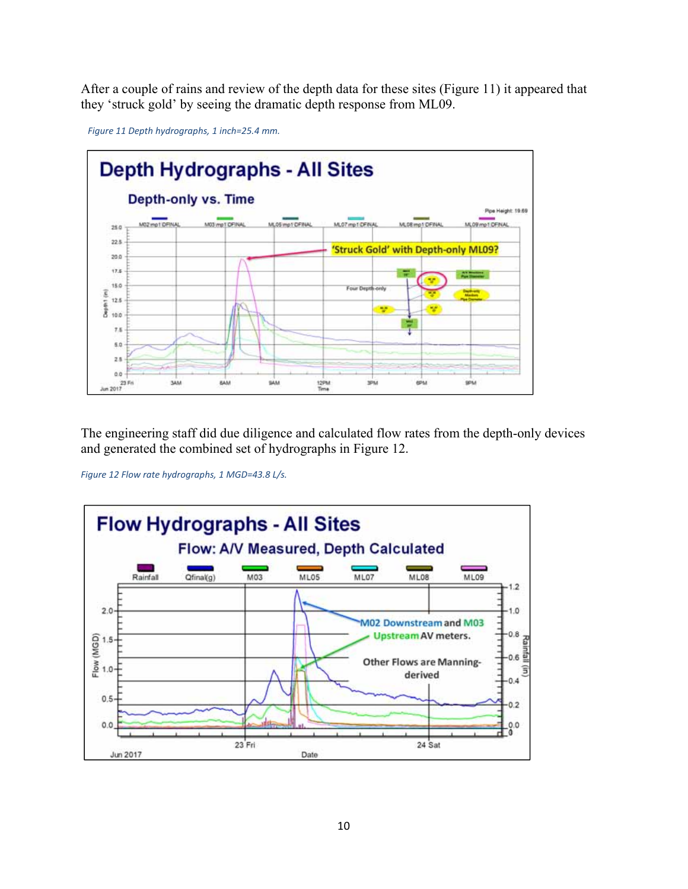After a couple of rains and review of the depth data for these sites (Figure 11) it appeared that they 'struck gold' by seeing the dramatic depth response from ML09.

*Figure 11 Depth hydrographs, 1 inch=25.4 mm.*

The engineering staff did due diligence and calculated flow rates from the depth-only devices and generated the combined set of hydrographs in Figure 12.

*Figure 12 Flow rate hydrographs, 1 MGD=43.8 L/s.*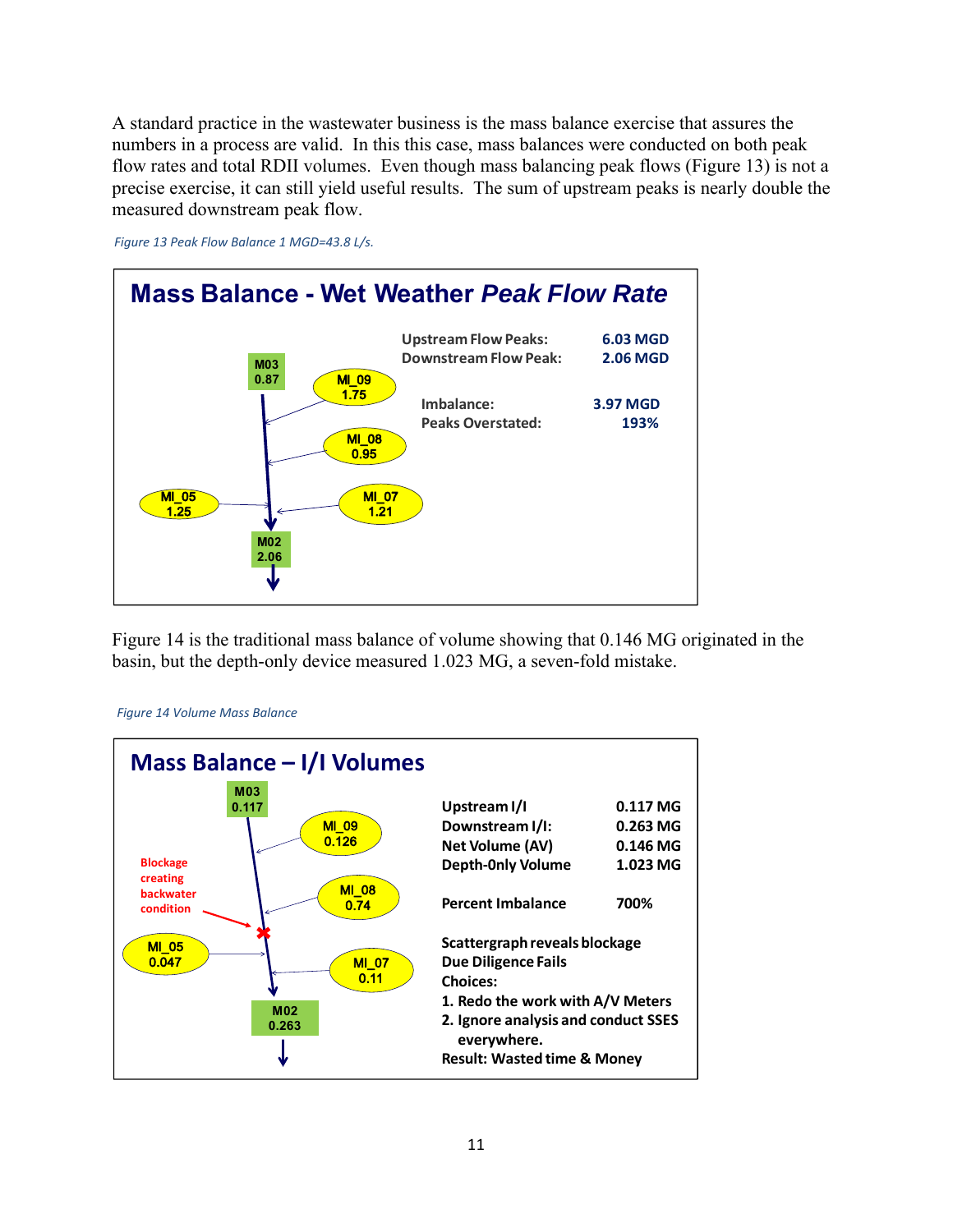A standard practice in the wastewater business is the mass balance exercise that assures the numbers in a process are valid. In this this case, mass balances were conducted on both peak flow rates and total RDII volumes. Even though mass balancing peak flows (Figure 13) is not a precise exercise, it can still yield useful results. The sum of upstream peaks is nearly double the measured downstream peak flow.

*Figure 13 Peak Flow Balance 1 MGD=43.8 L/s.*

**Mass Balance - Wet Weather *Peak Flow Rate***

M03 0.87
MI_09 1.75
MI_08 0.95
MI_05 1.25
MI_07 1.21
M02 2.06

| | |
|---|---|
| Upstream Flow Peaks: | 6.03 MGD |
| Downstream Flow Peak: | 2.06 MGD |
| Imbalance: | 3.97 MGD |
| Peaks Overstated: | 193% |

Figure 14 is the traditional mass balance of volume showing that 0.146 MG originated in the basin, but the depth-only device measured 1.023 MG, a seven-fold mistake.

*Figure 14 Volume Mass Balance*

**Mass Balance – I/I Volumes**

M03 0.117
MI_09 0.126
MI_08 0.74
MI_05 0.047
MI_07 0.11
M02 0.263

Blockage creating backwater condition

| | |
|---|---|
| Upstream I/I | 0.117 MG |
| Downstream I/I: | 0.263 MG |
| Net Volume (AV) | 0.146 MG |
| Depth-Only Volume | 1.023 MG |
| Percent Imbalance | 700% |

Scattergraph reveals blockage
Due Diligence Fails
Choices:
1. Redo the work with A/V Meters
2. Ignore analysis and conduct SSES everywhere.

Result: Wasted time & Money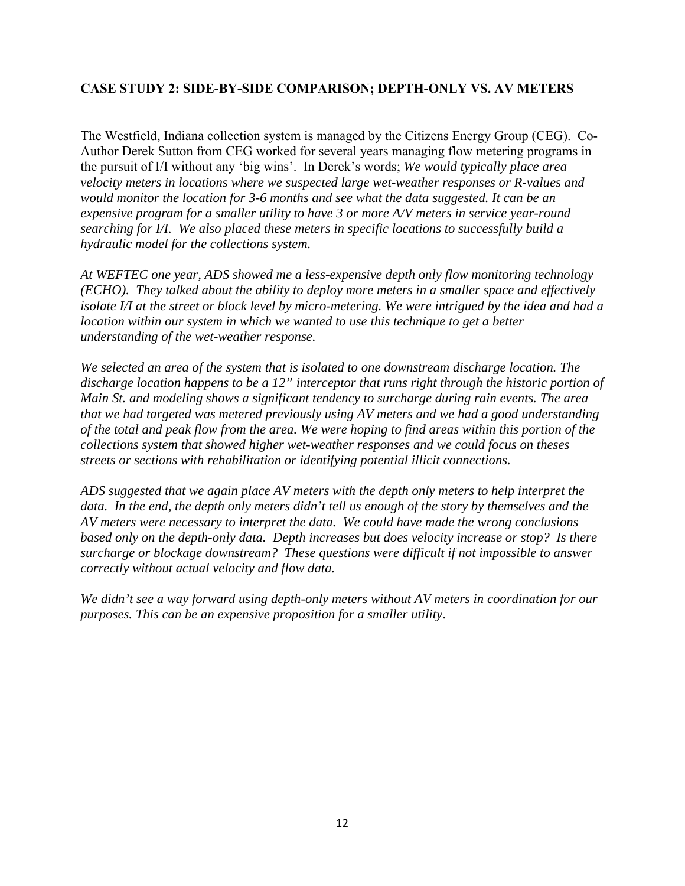## CASE STUDY 2: SIDE-BY-SIDE COMPARISON; DEPTH-ONLY VS. AV METERS

The Westfield, Indiana collection system is managed by the Citizens Energy Group (CEG). Co-Author Derek Sutton from CEG worked for several years managing flow metering programs in the pursuit of I/I without any 'big wins'. In Derek's words; *We would typically place area velocity meters in locations where we suspected large wet-weather responses or R-values and would monitor the location for 3-6 months and see what the data suggested. It can be an expensive program for a smaller utility to have 3 or more A/V meters in service year-round searching for I/I. We also placed these meters in specific locations to successfully build a hydraulic model for the collections system.*

*At WEFTEC one year, ADS showed me a less-expensive depth only flow monitoring technology (ECHO). They talked about the ability to deploy more meters in a smaller space and effectively isolate I/I at the street or block level by micro-metering. We were intrigued by the idea and had a location within our system in which we wanted to use this technique to get a better understanding of the wet-weather response.*

*We selected an area of the system that is isolated to one downstream discharge location. The discharge location happens to be a 12" interceptor that runs right through the historic portion of Main St. and modeling shows a significant tendency to surcharge during rain events. The area that we had targeted was metered previously using AV meters and we had a good understanding of the total and peak flow from the area. We were hoping to find areas within this portion of the collections system that showed higher wet-weather responses and we could focus on theses streets or sections with rehabilitation or identifying potential illicit connections.*

*ADS suggested that we again place AV meters with the depth only meters to help interpret the data. In the end, the depth only meters didn't tell us enough of the story by themselves and the AV meters were necessary to interpret the data. We could have made the wrong conclusions based only on the depth-only data. Depth increases but does velocity increase or stop? Is there surcharge or blockage downstream? These questions were difficult if not impossible to answer correctly without actual velocity and flow data.*

*We didn't see a way forward using depth-only meters without AV meters in coordination for our purposes. This can be an expensive proposition for a smaller utility.*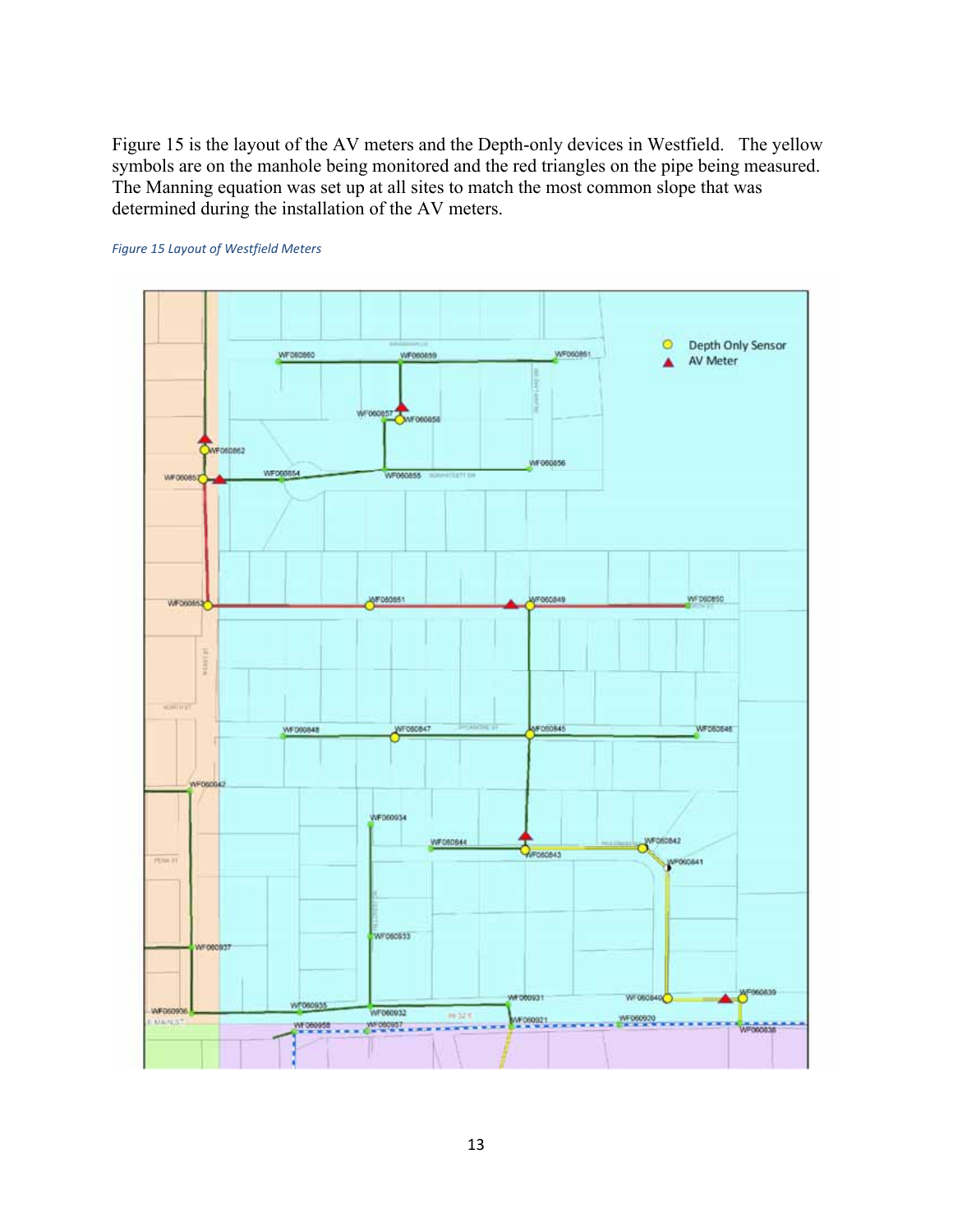Figure 15 is the layout of the AV meters and the Depth-only devices in Westfield. The yellow symbols are on the manhole being monitored and the red triangles on the pipe being measured. The Manning equation was set up at all sites to match the most common slope that was determined during the installation of the AV meters.

*Figure 15 Layout of Westfield Meters*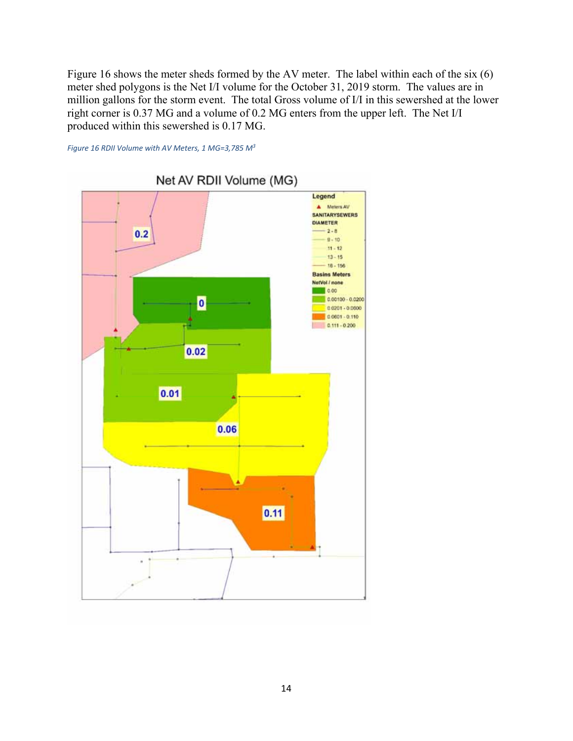Figure 16 shows the meter sheds formed by the AV meter. The label within each of the six (6) meter shed polygons is the Net I/I volume for the October 31, 2019 storm. The values are in million gallons for the storm event. The total Gross volume of I/I in this sewershed at the lower right corner is 0.37 MG and a volume of 0.2 MG enters from the upper left. The Net I/I produced within this sewershed is 0.17 MG.

*Figure 16 RDII Volume with AV Meters, 1 MG=3,785 M$^3$*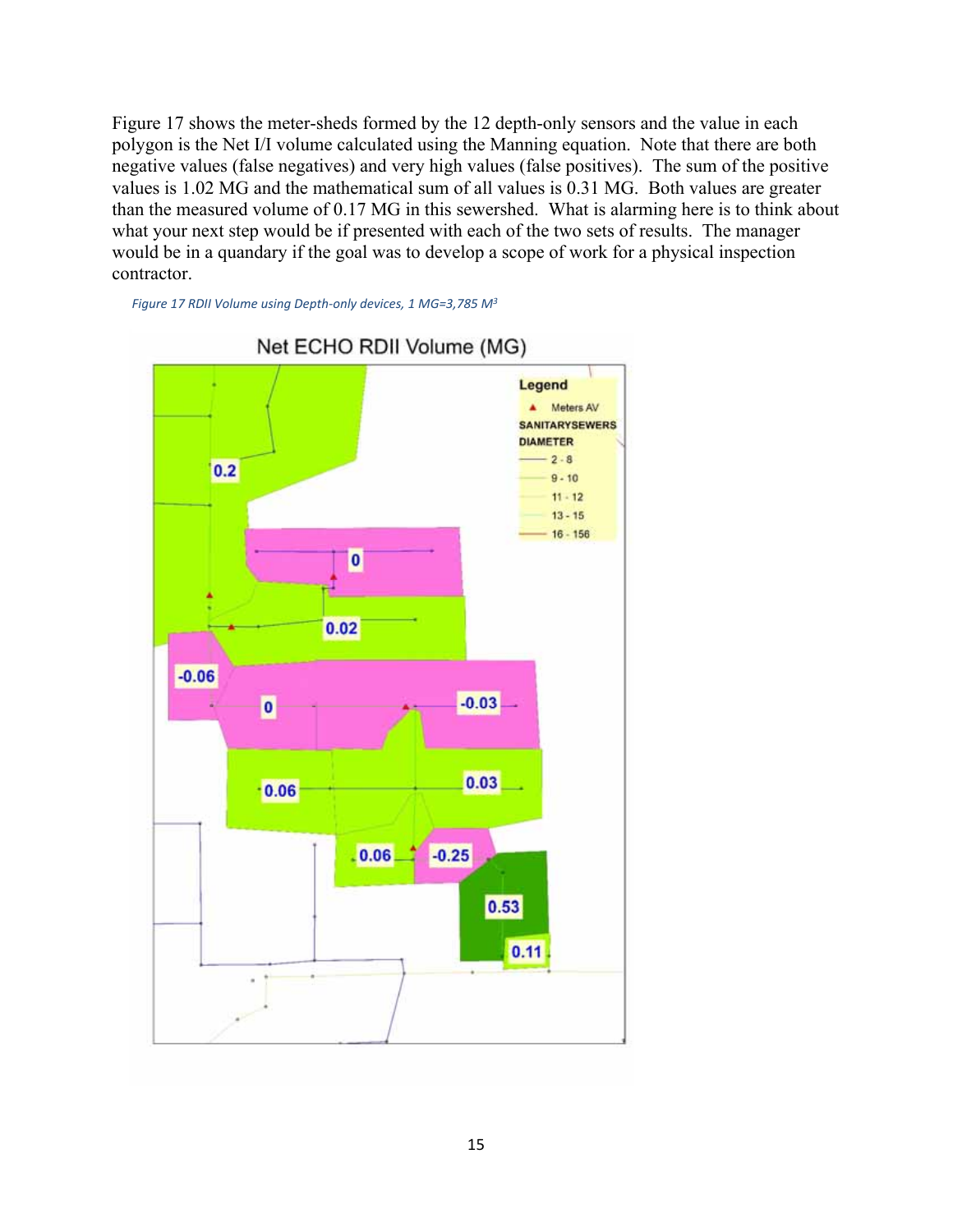Figure 17 shows the meter-sheds formed by the 12 depth-only sensors and the value in each polygon is the Net I/I volume calculated using the Manning equation. Note that there are both negative values (false negatives) and very high values (false positives). The sum of the positive values is 1.02 MG and the mathematical sum of all values is 0.31 MG. Both values are greater than the measured volume of 0.17 MG in this sewershed. What is alarming here is to think about what your next step would be if presented with each of the two sets of results. The manager would be in a quandary if the goal was to develop a scope of work for a physical inspection contractor.

*Figure 17 RDII Volume using Depth-only devices, 1 MG=3,785 M$^3$*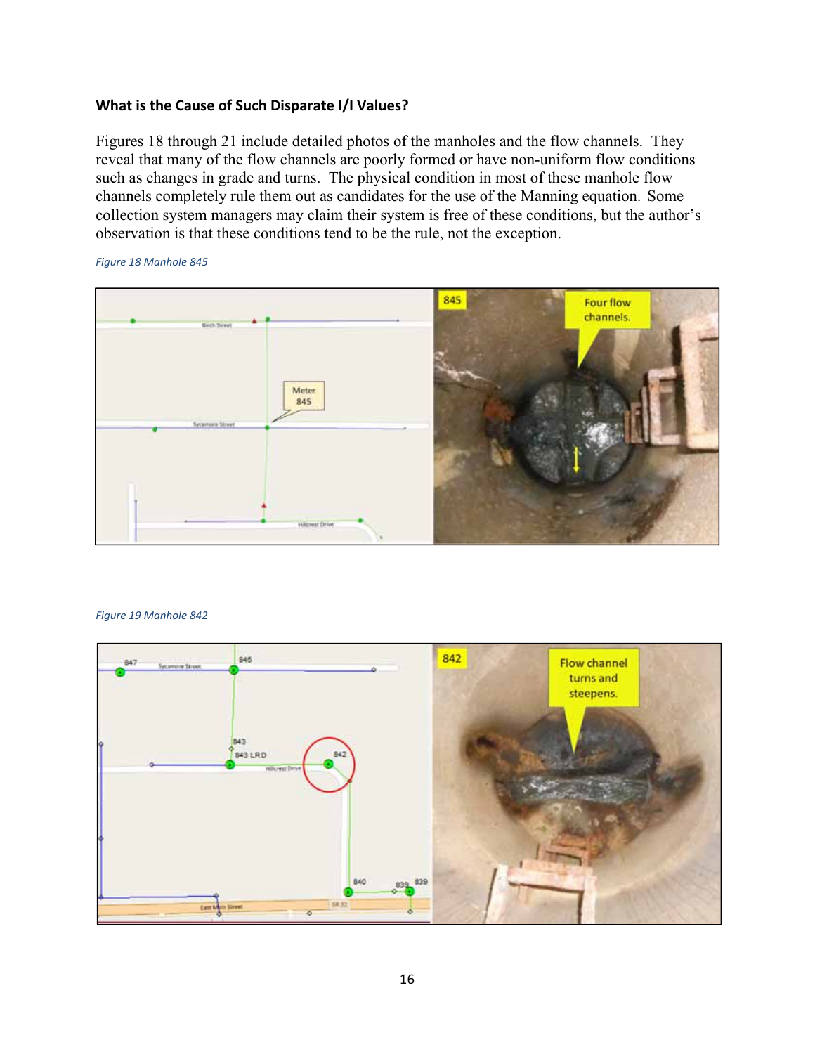### What is the Cause of Such Disparate I/I Values?

Figures 18 through 21 include detailed photos of the manholes and the flow channels. They reveal that many of the flow channels are poorly formed or have non-uniform flow conditions such as changes in grade and turns. The physical condition in most of these manhole flow channels completely rule them out as candidates for the use of the Manning equation. Some collection system managers may claim their system is free of these conditions, but the author's observation is that these conditions tend to be the rule, not the exception.

*Figure 18 Manhole 845*

*Figure 19 Manhole 842*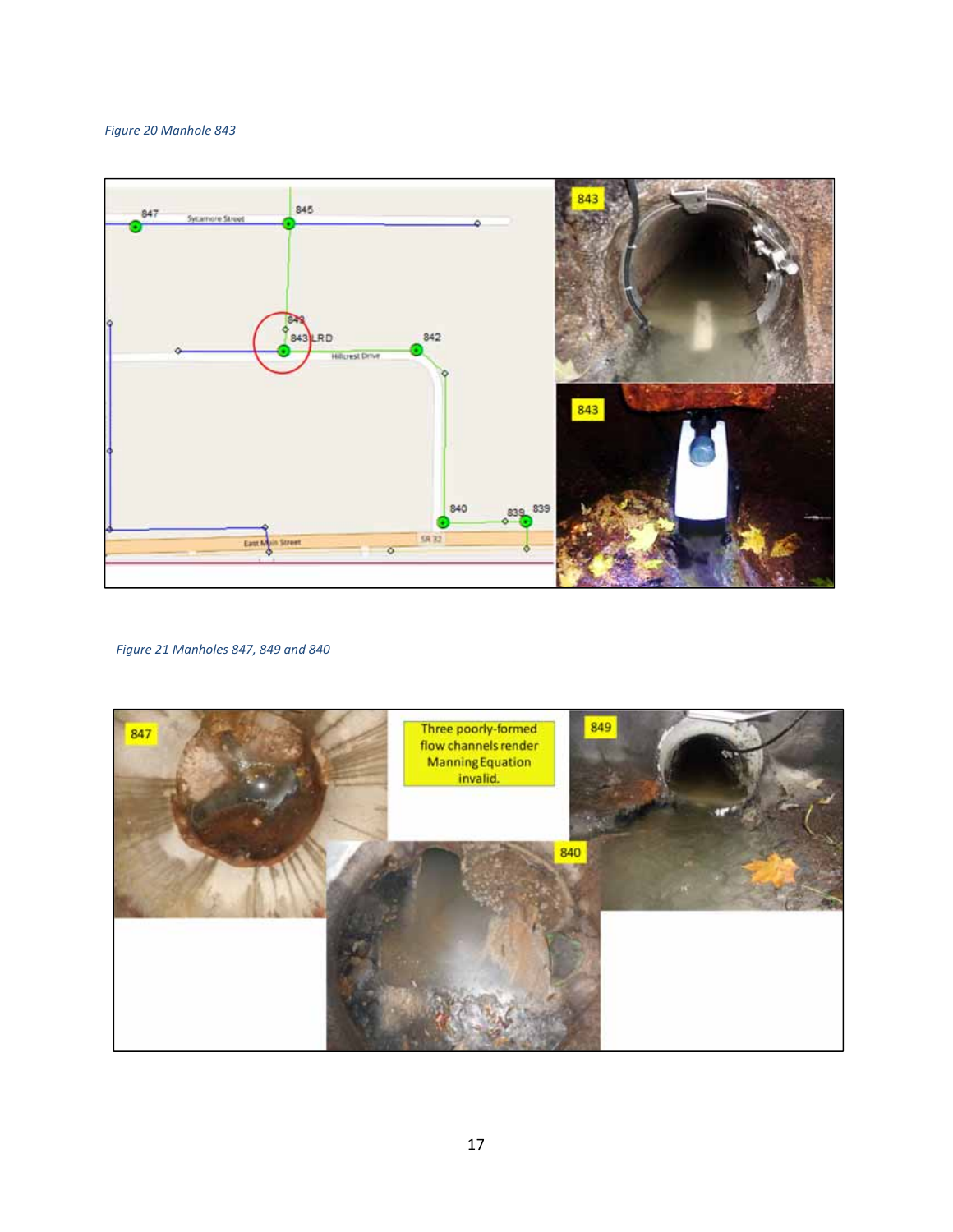*Figure 20 Manhole 843*

*Figure 21 Manholes 847, 849 and 840*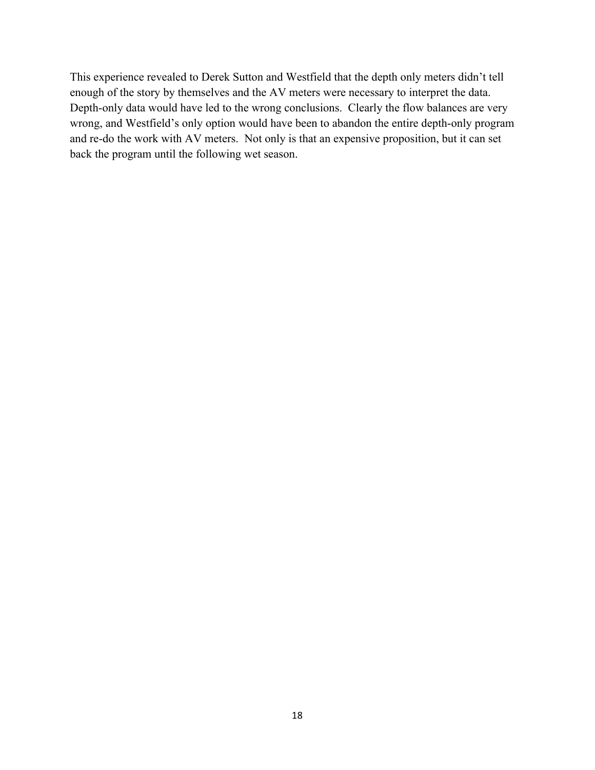This experience revealed to Derek Sutton and Westfield that the depth only meters didn't tell enough of the story by themselves and the AV meters were necessary to interpret the data. Depth-only data would have led to the wrong conclusions. Clearly the flow balances are very wrong, and Westfield's only option would have been to abandon the entire depth-only program and re-do the work with AV meters. Not only is that an expensive proposition, but it can set back the program until the following wet season.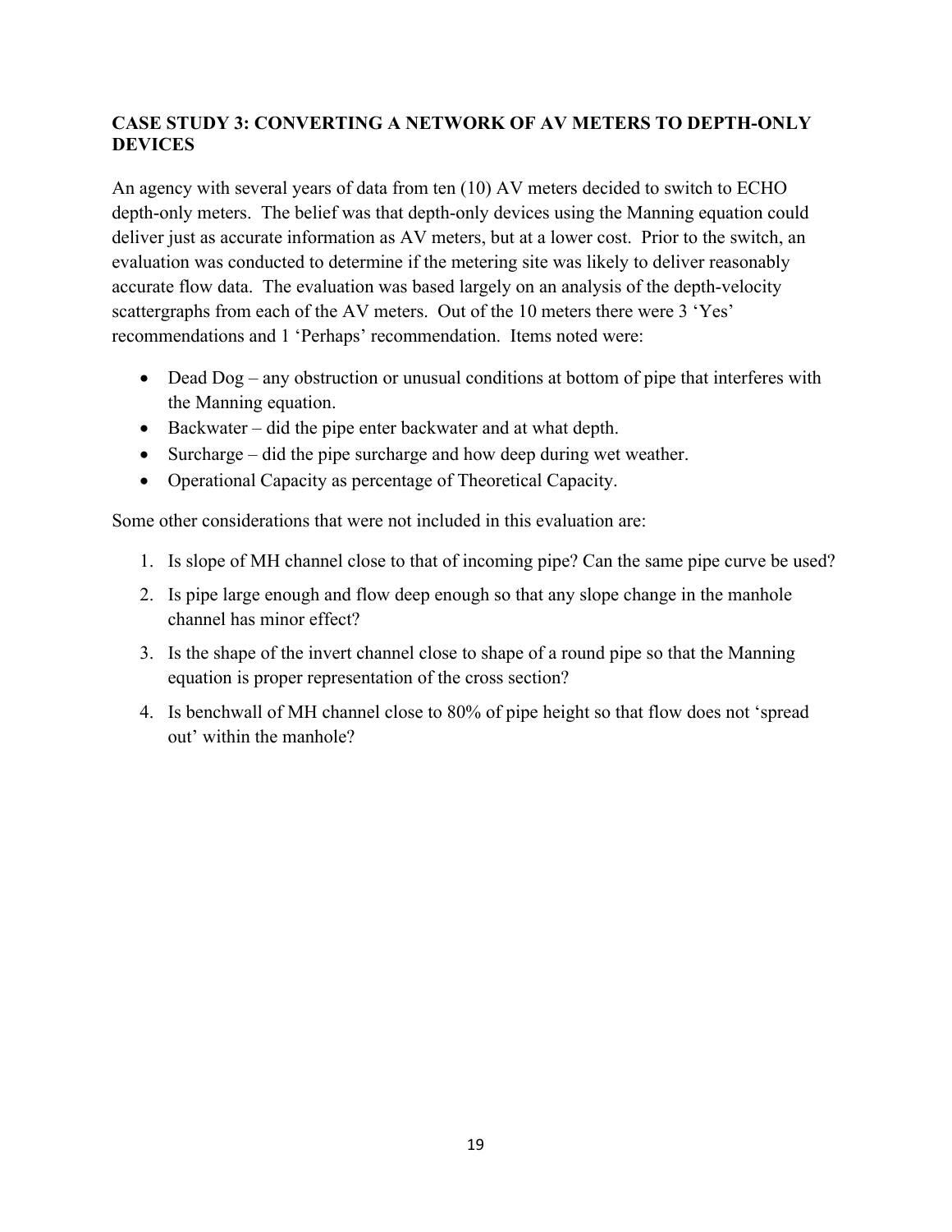## CASE STUDY 3: CONVERTING A NETWORK OF AV METERS TO DEPTH-ONLY DEVICES

An agency with several years of data from ten (10) AV meters decided to switch to ECHO depth-only meters. The belief was that depth-only devices using the Manning equation could deliver just as accurate information as AV meters, but at a lower cost. Prior to the switch, an evaluation was conducted to determine if the metering site was likely to deliver reasonably accurate flow data. The evaluation was based largely on an analysis of the depth-velocity scattergraphs from each of the AV meters. Out of the 10 meters there were 3 'Yes' recommendations and 1 'Perhaps' recommendation. Items noted were:

- Dead Dog – any obstruction or unusual conditions at bottom of pipe that interferes with the Manning equation.
- Backwater – did the pipe enter backwater and at what depth.
- Surcharge – did the pipe surcharge and how deep during wet weather.
- Operational Capacity as percentage of Theoretical Capacity.

Some other considerations that were not included in this evaluation are:

1. Is slope of MH channel close to that of incoming pipe? Can the same pipe curve be used?
2. Is pipe large enough and flow deep enough so that any slope change in the manhole channel has minor effect?
3. Is the shape of the invert channel close to shape of a round pipe so that the Manning equation is proper representation of the cross section?
4. Is benchwall of MH channel close to 80% of pipe height so that flow does not 'spread out' within the manhole?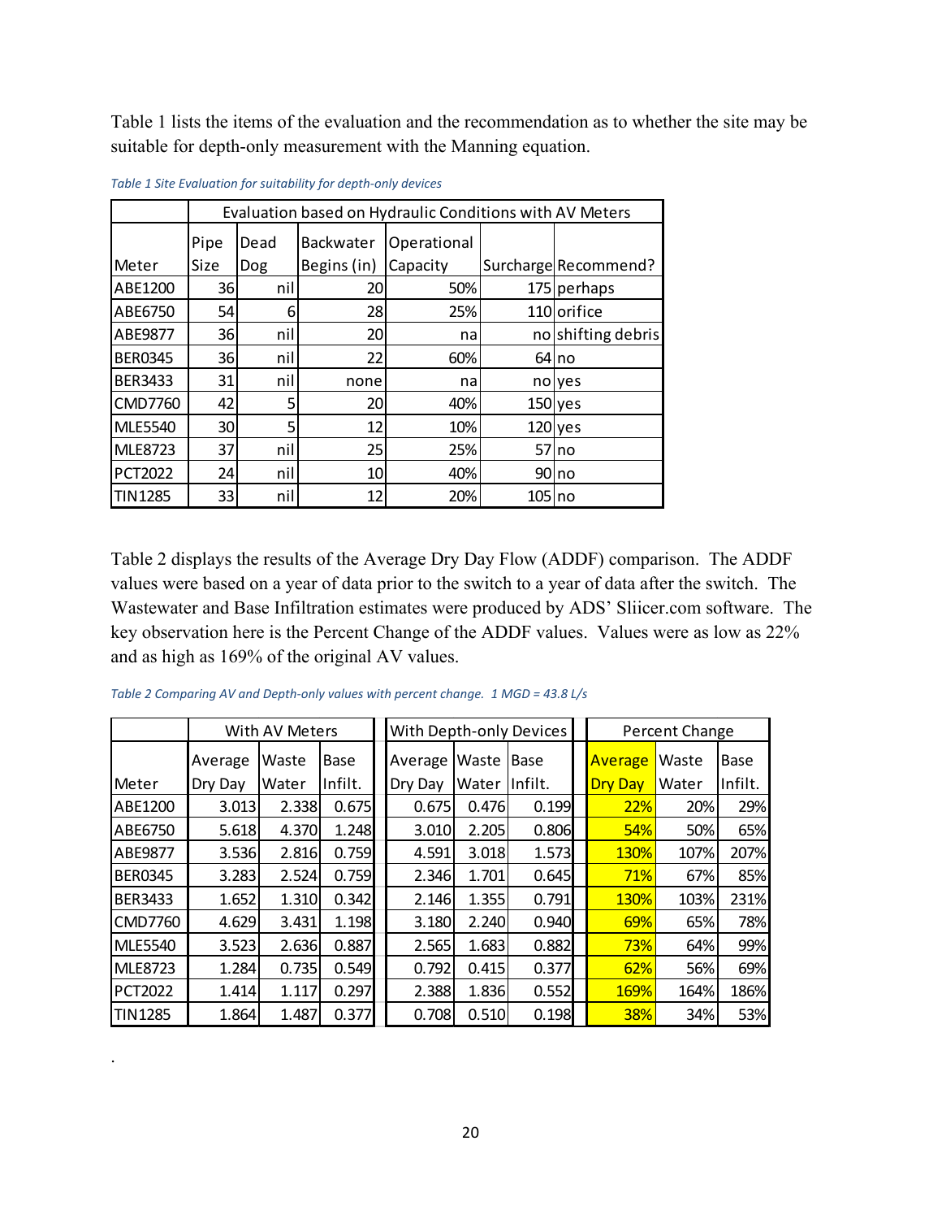Table 1 lists the items of the evaluation and the recommendation as to whether the site may be suitable for depth-only measurement with the Manning equation.

*Table 1 Site Evaluation for suitability for depth-only devices*

| | Evaluation based on Hydraulic Conditions with AV Meters | | | | | |
|---|---|---|---|---|---|---|
| Meter | Pipe Size | Dead Dog | Backwater Begins (in) | Operational Capacity | Surcharge | Recommend? |
| ABE1200 | 36 | nil | 20 | 50% | 175 | perhaps |
| ABE6750 | 54 | 6 | 28 | 25% | 110 | orifice |
| ABE9877 | 36 | nil | 20 | na | no | shifting debris |
| BER0345 | 36 | nil | 22 | 60% | 64 | no |
| BER3433 | 31 | nil | none | na | no | yes |
| CMD7760 | 42 | 5 | 20 | 40% | 150 | yes |
| MLE5540 | 30 | 5 | 12 | 10% | 120 | yes |
| MLE8723 | 37 | nil | 25 | 25% | 57 | no |
| PCT2022 | 24 | nil | 10 | 40% | 90 | no |
| TIN1285 | 33 | nil | 12 | 20% | 105 | no |

Table 2 displays the results of the Average Dry Day Flow (ADDF) comparison. The ADDF values were based on a year of data prior to the switch to a year of data after the switch. The Wastewater and Base Infiltration estimates were produced by ADS' Sliicer.com software. The key observation here is the Percent Change of the ADDF values. Values were as low as 22% and as high as 169% of the original AV values.

*Table 2 Comparing AV and Depth-only values with percent change. 1 MGD = 43.8 L/s*

| | With AV Meters | | | With Depth-only Devices | | | Percent Change | | |
|---|---|---|---|---|---|---|---|---|---|
| Meter | Average Dry Day | Waste Water | Base Infilt. | Average Dry Day | Waste Water | Base Infilt. | Average Dry Day | Waste Water | Base Infilt. |
| ABE1200 | 3.013 | 2.338 | 0.675 | 0.675 | 0.476 | 0.199 | 22% | 20% | 29% |
| ABE6750 | 5.618 | 4.370 | 1.248 | 3.010 | 2.205 | 0.806 | 54% | 50% | 65% |
| ABE9877 | 3.536 | 2.816 | 0.759 | 4.591 | 3.018 | 1.573 | 130% | 107% | 207% |
| BER0345 | 3.283 | 2.524 | 0.759 | 2.346 | 1.701 | 0.645 | 71% | 67% | 85% |
| BER3433 | 1.652 | 1.310 | 0.342 | 2.146 | 1.355 | 0.791 | 130% | 103% | 231% |
| CMD7760 | 4.629 | 3.431 | 1.198 | 3.180 | 2.240 | 0.940 | 69% | 65% | 78% |
| MLE5540 | 3.523 | 2.636 | 0.887 | 2.565 | 1.683 | 0.882 | 73% | 64% | 99% |
| MLE8723 | 1.284 | 0.735 | 0.549 | 0.792 | 0.415 | 0.377 | 62% | 56% | 69% |
| PCT2022 | 1.414 | 1.117 | 0.297 | 2.388 | 1.836 | 0.552 | 169% | 164% | 186% |
| TIN1285 | 1.864 | 1.487 | 0.377 | 0.708 | 0.510 | 0.198 | 38% | 34% | 53% |

.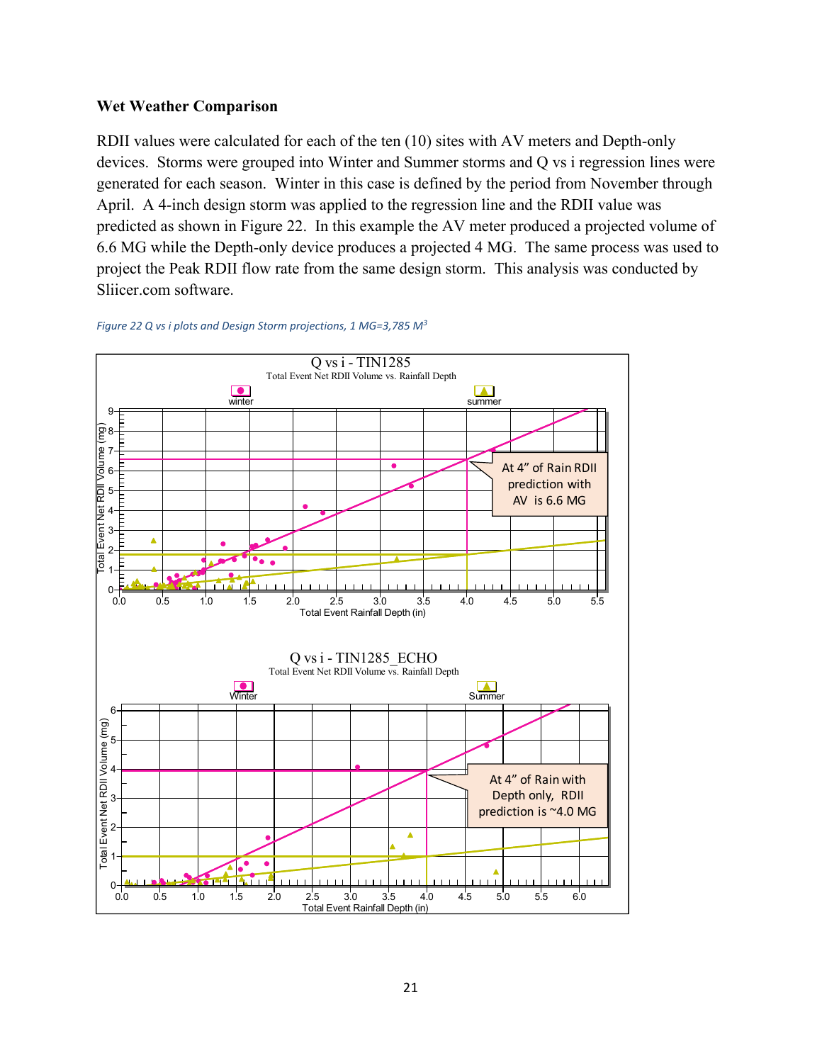**Wet Weather Comparison**

RDII values were calculated for each of the ten (10) sites with AV meters and Depth-only devices. Storms were grouped into Winter and Summer storms and Q vs i regression lines were generated for each season. Winter in this case is defined by the period from November through April. A 4-inch design storm was applied to the regression line and the RDII value was predicted as shown in Figure 22. In this example the AV meter produced a projected volume of 6.6 MG while the Depth-only device produces a projected 4 MG. The same process was used to project the Peak RDII flow rate from the same design storm. This analysis was conducted by Sliicer.com software.

*Figure 22 Q vs i plots and Design Storm projections, 1 MG=3,785 M[3]*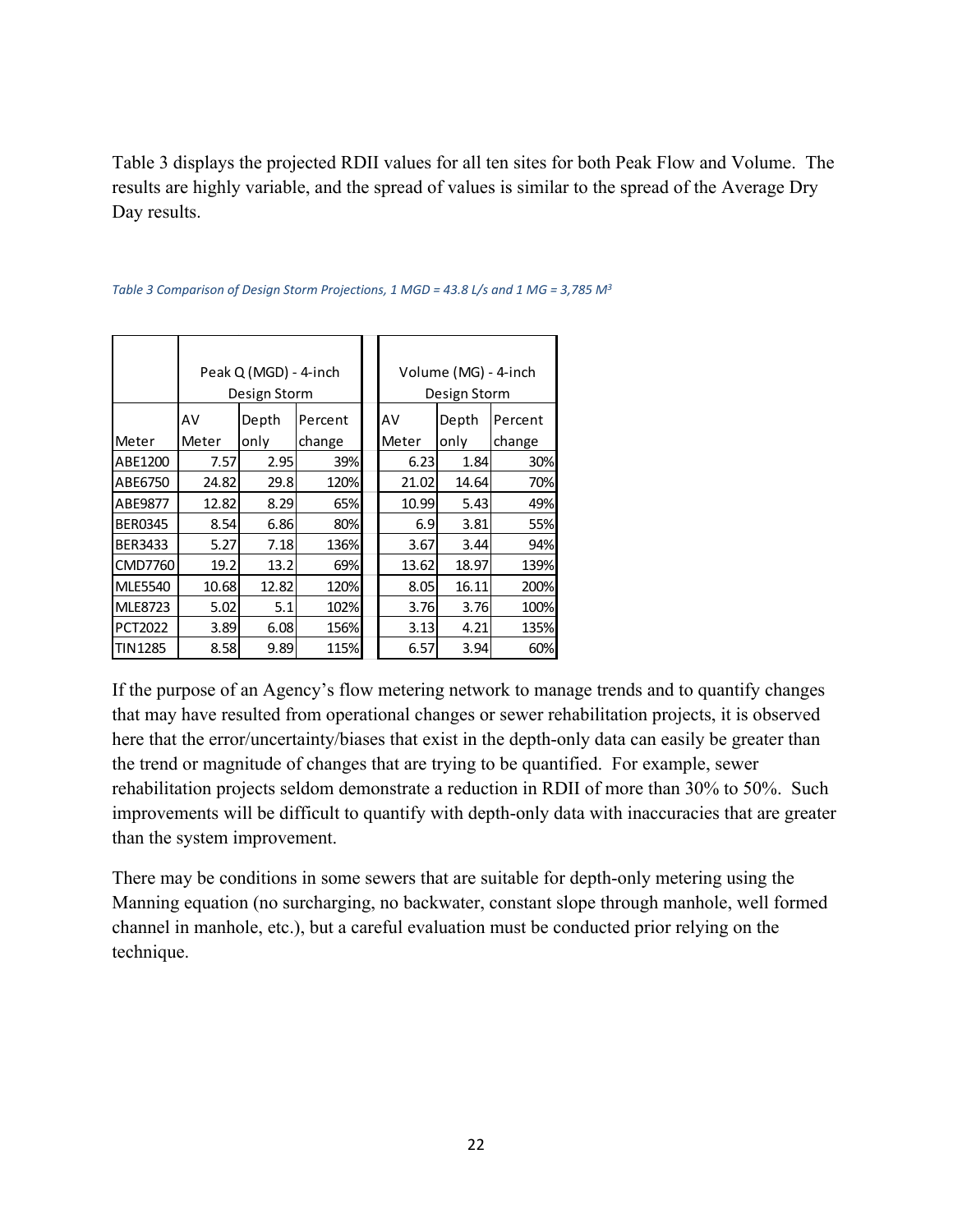Table 3 displays the projected RDII values for all ten sites for both Peak Flow and Volume. The results are highly variable, and the spread of values is similar to the spread of the Average Dry Day results.

*Table 3 Comparison of Design Storm Projections, 1 MGD = 43.8 L/s and 1 MG = 3,785 $M^3$*

| | Peak Q (MGD) - 4-inch Design Storm | | | Volume (MG) - 4-inch Design Storm | | |
|---|---|---|---|---|---|---|
| Meter | AV Meter | Depth only | Percent change | AV Meter | Depth only | Percent change |
| ABE1200 | 7.57 | 2.95 | 39% | 6.23 | 1.84 | 30% |
| ABE6750 | 24.82 | 29.8 | 120% | 21.02 | 14.64 | 70% |
| ABE9877 | 12.82 | 8.29 | 65% | 10.99 | 5.43 | 49% |
| BER0345 | 8.54 | 6.86 | 80% | 6.9 | 3.81 | 55% |
| BER3433 | 5.27 | 7.18 | 136% | 3.67 | 3.44 | 94% |
| CMD7760 | 19.2 | 13.2 | 69% | 13.62 | 18.97 | 139% |
| MLE5540 | 10.68 | 12.82 | 120% | 8.05 | 16.11 | 200% |
| MLE8723 | 5.02 | 5.1 | 102% | 3.76 | 3.76 | 100% |
| PCT2022 | 3.89 | 6.08 | 156% | 3.13 | 4.21 | 135% |
| TIN1285 | 8.58 | 9.89 | 115% | 6.57 | 3.94 | 60% |

If the purpose of an Agency's flow metering network to manage trends and to quantify changes that may have resulted from operational changes or sewer rehabilitation projects, it is observed here that the error/uncertainty/biases that exist in the depth-only data can easily be greater than the trend or magnitude of changes that are trying to be quantified. For example, sewer rehabilitation projects seldom demonstrate a reduction in RDII of more than 30% to 50%. Such improvements will be difficult to quantify with depth-only data with inaccuracies that are greater than the system improvement.

There may be conditions in some sewers that are suitable for depth-only metering using the Manning equation (no surcharging, no backwater, constant slope through manhole, well formed channel in manhole, etc.), but a careful evaluation must be conducted prior relying on the technique.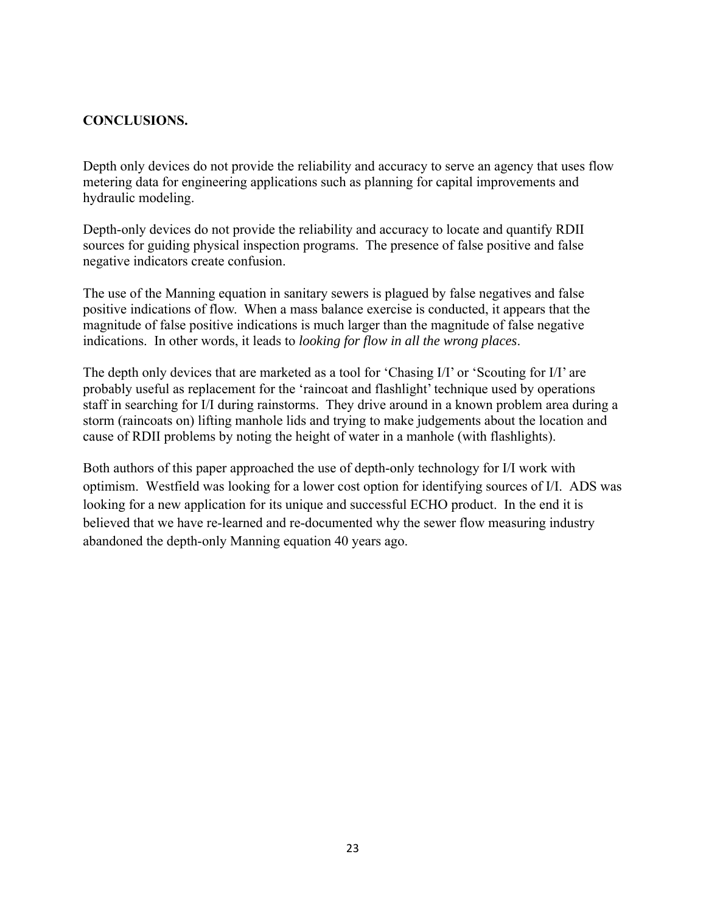**CONCLUSIONS.**

Depth only devices do not provide the reliability and accuracy to serve an agency that uses flow metering data for engineering applications such as planning for capital improvements and hydraulic modeling.

Depth-only devices do not provide the reliability and accuracy to locate and quantify RDII sources for guiding physical inspection programs. The presence of false positive and false negative indicators create confusion.

The use of the Manning equation in sanitary sewers is plagued by false negatives and false positive indications of flow. When a mass balance exercise is conducted, it appears that the magnitude of false positive indications is much larger than the magnitude of false negative indications. In other words, it leads to *looking for flow in all the wrong places*.

The depth only devices that are marketed as a tool for 'Chasing I/I' or 'Scouting for I/I' are probably useful as replacement for the 'raincoat and flashlight' technique used by operations staff in searching for I/I during rainstorms. They drive around in a known problem area during a storm (raincoats on) lifting manhole lids and trying to make judgements about the location and cause of RDII problems by noting the height of water in a manhole (with flashlights).

Both authors of this paper approached the use of depth-only technology for I/I work with optimism. Westfield was looking for a lower cost option for identifying sources of I/I. ADS was looking for a new application for its unique and successful ECHO product. In the end it is believed that we have re-learned and re-documented why the sewer flow measuring industry abandoned the depth-only Manning equation 40 years ago.